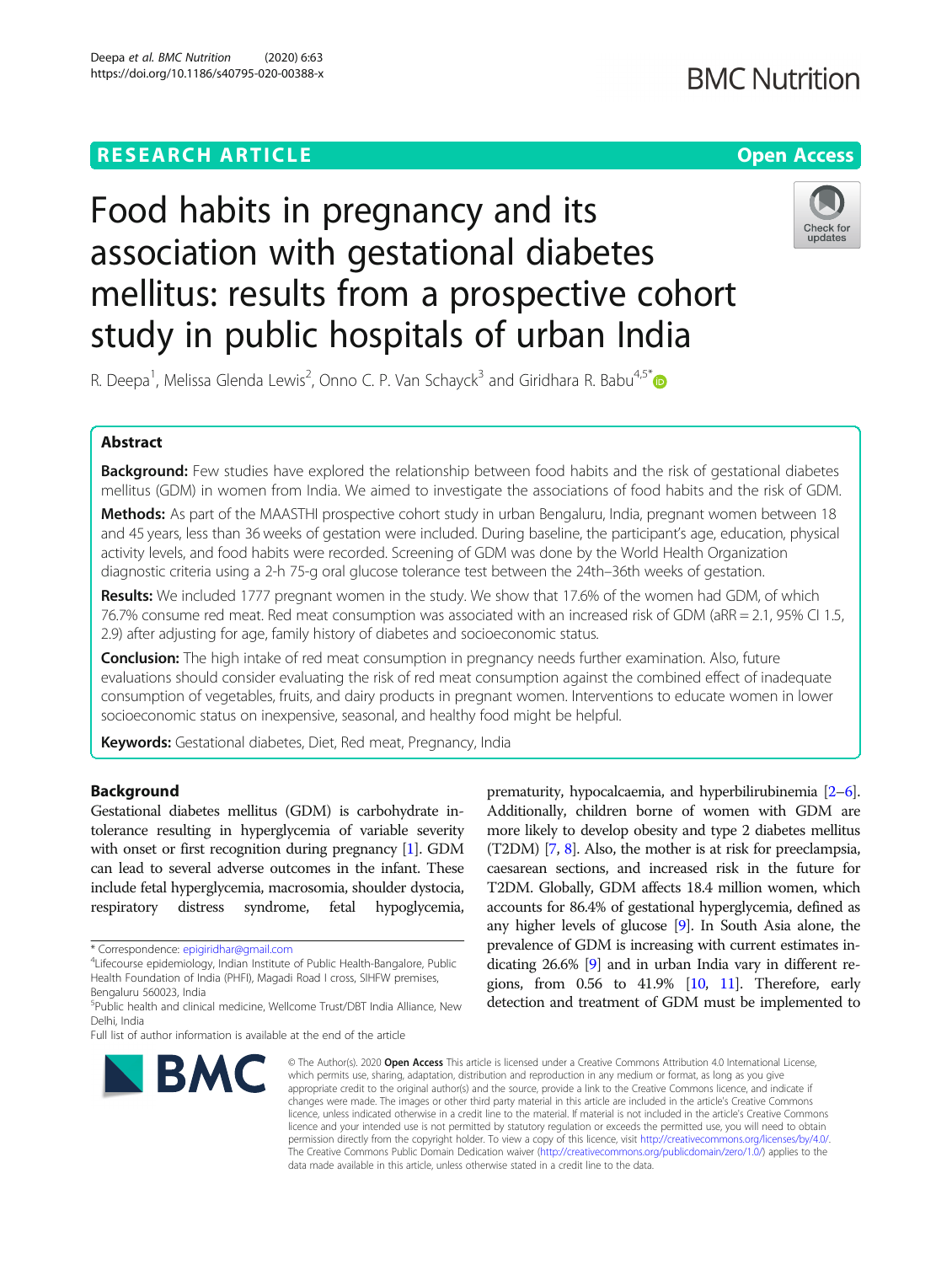RESEARCH ARTICLE

Open Access

# Food habits in pregnancy and its association with gestational diabetes mellitus: results from a prospective cohort study in public hospitals of urban India

R. Deepa[1], Melissa Glenda Lewis[2], Onno C. P. Van Schayck[3] and Giridhara R. Babu[4,5*]

## Abstract

**Background:** Few studies have explored the relationship between food habits and the risk of gestational diabetes mellitus (GDM) in women from India. We aimed to investigate the associations of food habits and the risk of GDM.

**Methods:** As part of the MAASTHI prospective cohort study in urban Bengaluru, India, pregnant women between 18 and 45 years, less than 36 weeks of gestation were included. During baseline, the participant's age, education, physical activity levels, and food habits were recorded. Screening of GDM was done by the World Health Organization diagnostic criteria using a 2-h 75-g oral glucose tolerance test between the 24th–36th weeks of gestation.

**Results:** We included 1777 pregnant women in the study. We show that 17.6% of the women had GDM, of which 76.7% consume red meat. Red meat consumption was associated with an increased risk of GDM (aRR = 2.1, 95% CI 1.5, 2.9) after adjusting for age, family history of diabetes and socioeconomic status.

**Conclusion:** The high intake of red meat consumption in pregnancy needs further examination. Also, future evaluations should consider evaluating the risk of red meat consumption against the combined effect of inadequate consumption of vegetables, fruits, and dairy products in pregnant women. Interventions to educate women in lower socioeconomic status on inexpensive, seasonal, and healthy food might be helpful.

**Keywords:** Gestational diabetes, Diet, Red meat, Pregnancy, India

## Background

Gestational diabetes mellitus (GDM) is carbohydrate intolerance resulting in hyperglycemia of variable severity with onset or first recognition during pregnancy [1]. GDM can lead to several adverse outcomes in the infant. These include fetal hyperglycemia, macrosomia, shoulder dystocia, respiratory distress syndrome, fetal hypoglycemia, prematurity, hypocalcaemia, and hyperbilirubinemia [2–6]. Additionally, children borne of women with GDM are more likely to develop obesity and type 2 diabetes mellitus (T2DM) [7, 8]. Also, the mother is at risk for preeclampsia, caesarean sections, and increased risk in the future for T2DM. Globally, GDM affects 18.4 million women, which accounts for 86.4% of gestational hyperglycemia, defined as any higher levels of glucose [9]. In South Asia alone, the prevalence of GDM is increasing with current estimates indicating 26.6% [9] and in urban India vary in different regions, from 0.56 to 41.9% [10, 11]. Therefore, early detection and treatment of GDM must be implemented to

\* Correspondence: epigiridhar@gmail.com
[4]Lifecourse epidemiology, Indian Institute of Public Health-Bangalore, Public Health Foundation of India (PHFI), Magadi Road I cross, SIHFW premises, Bengaluru 560023, India
[5]Public health and clinical medicine, Wellcome Trust/DBT India Alliance, New Delhi, India
Full list of author information is available at the end of the article

© The Author(s). 2020 **Open Access** This article is licensed under a Creative Commons Attribution 4.0 International License, which permits use, sharing, adaptation, distribution and reproduction in any medium or format, as long as you give appropriate credit to the original author(s) and the source, provide a link to the Creative Commons licence, and indicate if changes were made. The images or other third party material in this article are included in the article's Creative Commons licence, unless indicated otherwise in a credit line to the material. If material is not included in the article's Creative Commons licence and your intended use is not permitted by statutory regulation or exceeds the permitted use, you will need to obtain permission directly from the copyright holder. To view a copy of this licence, visit http://creativecommons.org/licenses/by/4.0/. The Creative Commons Public Domain Dedication waiver (http://creativecommons.org/publicdomain/zero/1.0/) applies to the data made available in this article, unless otherwise stated in a credit line to the data.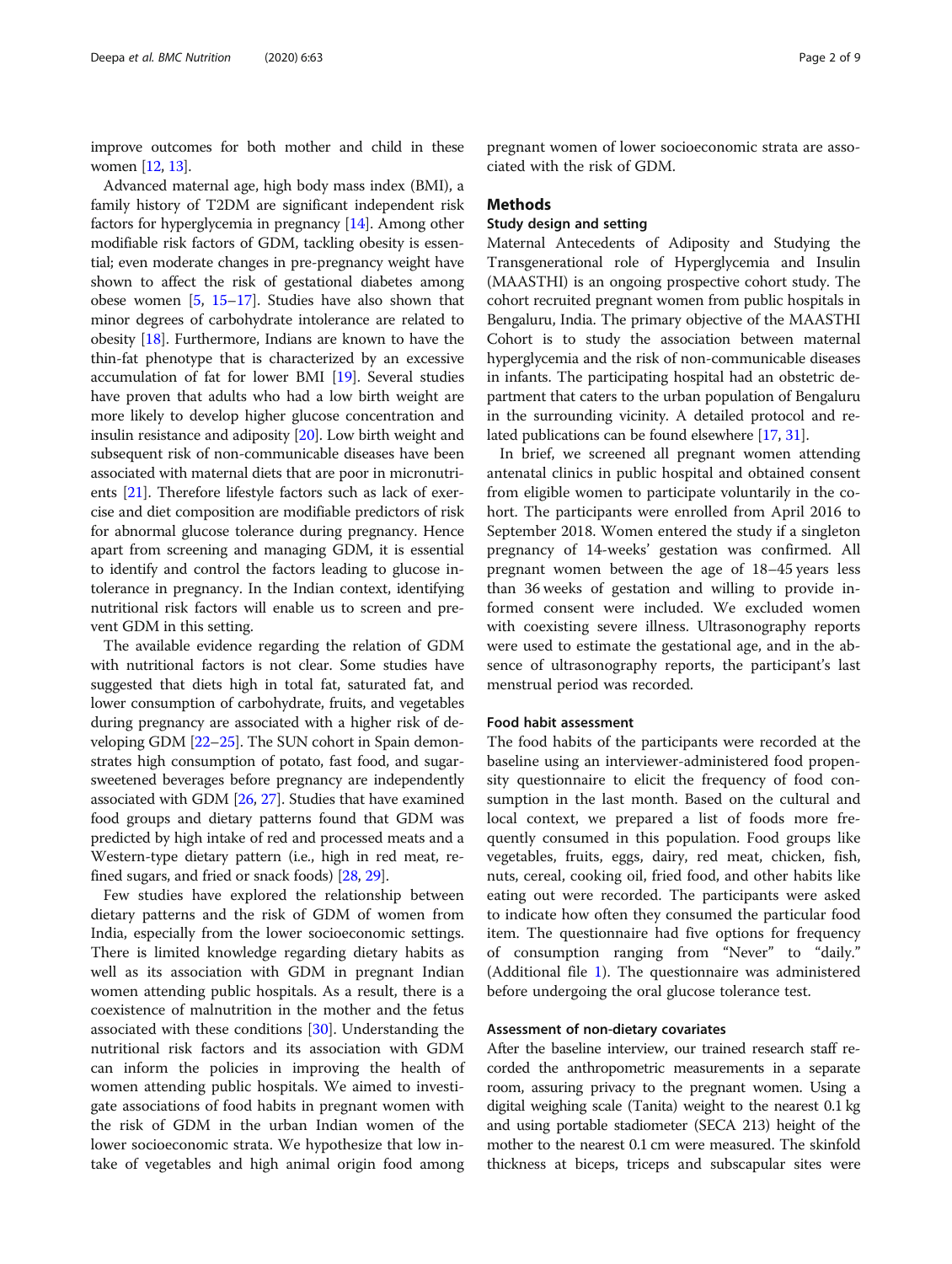improve outcomes for both mother and child in these women [12, 13].

Advanced maternal age, high body mass index (BMI), a family history of T2DM are significant independent risk factors for hyperglycemia in pregnancy [14]. Among other modifiable risk factors of GDM, tackling obesity is essential; even moderate changes in pre-pregnancy weight have shown to affect the risk of gestational diabetes among obese women [5, 15–17]. Studies have also shown that minor degrees of carbohydrate intolerance are related to obesity [18]. Furthermore, Indians are known to have the thin-fat phenotype that is characterized by an excessive accumulation of fat for lower BMI [19]. Several studies have proven that adults who had a low birth weight are more likely to develop higher glucose concentration and insulin resistance and adiposity [20]. Low birth weight and subsequent risk of non-communicable diseases have been associated with maternal diets that are poor in micronutrients [21]. Therefore lifestyle factors such as lack of exercise and diet composition are modifiable predictors of risk for abnormal glucose tolerance during pregnancy. Hence apart from screening and managing GDM, it is essential to identify and control the factors leading to glucose intolerance in pregnancy. In the Indian context, identifying nutritional risk factors will enable us to screen and prevent GDM in this setting.

The available evidence regarding the relation of GDM with nutritional factors is not clear. Some studies have suggested that diets high in total fat, saturated fat, and lower consumption of carbohydrate, fruits, and vegetables during pregnancy are associated with a higher risk of developing GDM [22–25]. The SUN cohort in Spain demonstrates high consumption of potato, fast food, and sugar-sweetened beverages before pregnancy are independently associated with GDM [26, 27]. Studies that have examined food groups and dietary patterns found that GDM was predicted by high intake of red and processed meats and a Western-type dietary pattern (i.e., high in red meat, refined sugars, and fried or snack foods) [28, 29].

Few studies have explored the relationship between dietary patterns and the risk of GDM of women from India, especially from the lower socioeconomic settings. There is limited knowledge regarding dietary habits as well as its association with GDM in pregnant Indian women attending public hospitals. As a result, there is a coexistence of malnutrition in the mother and the fetus associated with these conditions [30]. Understanding the nutritional risk factors and its association with GDM can inform the policies in improving the health of women attending public hospitals. We aimed to investigate associations of food habits in pregnant women with the risk of GDM in the urban Indian women of the lower socioeconomic strata. We hypothesize that low intake of vegetables and high animal origin food among pregnant women of lower socioeconomic strata are associated with the risk of GDM.

## Methods

### Study design and setting

Maternal Antecedents of Adiposity and Studying the Transgenerational role of Hyperglycemia and Insulin (MAASTHI) is an ongoing prospective cohort study. The cohort recruited pregnant women from public hospitals in Bengaluru, India. The primary objective of the MAASTHI Cohort is to study the association between maternal hyperglycemia and the risk of non-communicable diseases in infants. The participating hospital had an obstetric department that caters to the urban population of Bengaluru in the surrounding vicinity. A detailed protocol and related publications can be found elsewhere [17, 31].

In brief, we screened all pregnant women attending antenatal clinics in public hospital and obtained consent from eligible women to participate voluntarily in the cohort. The participants were enrolled from April 2016 to September 2018. Women entered the study if a singleton pregnancy of 14-weeks' gestation was confirmed. All pregnant women between the age of 18–45 years less than 36 weeks of gestation and willing to provide informed consent were included. We excluded women with coexisting severe illness. Ultrasonography reports were used to estimate the gestational age, and in the absence of ultrasonography reports, the participant's last menstrual period was recorded.

### Food habit assessment

The food habits of the participants were recorded at the baseline using an interviewer-administered food propensity questionnaire to elicit the frequency of food consumption in the last month. Based on the cultural and local context, we prepared a list of foods more frequently consumed in this population. Food groups like vegetables, fruits, eggs, dairy, red meat, chicken, fish, nuts, cereal, cooking oil, fried food, and other habits like eating out were recorded. The participants were asked to indicate how often they consumed the particular food item. The questionnaire had five options for frequency of consumption ranging from "Never" to "daily." (Additional file 1). The questionnaire was administered before undergoing the oral glucose tolerance test.

### Assessment of non-dietary covariates

After the baseline interview, our trained research staff recorded the anthropometric measurements in a separate room, assuring privacy to the pregnant women. Using a digital weighing scale (Tanita) weight to the nearest 0.1 kg and using portable stadiometer (SECA 213) height of the mother to the nearest 0.1 cm were measured. The skinfold thickness at biceps, triceps and subscapular sites were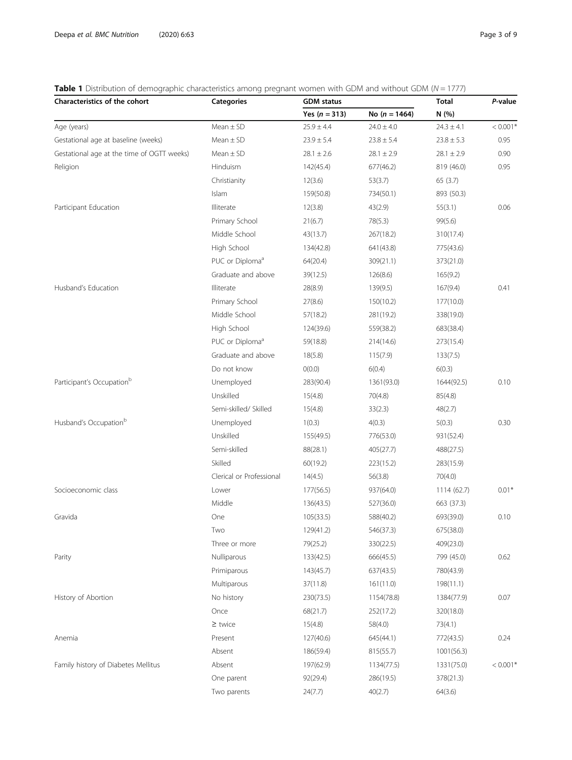**Table 1** Distribution of demographic characteristics among pregnant women with GDM and without GDM ($N = 1777$)

| Characteristics of the cohort | Categories | GDM status | | Total | *P*-value |
|---|---|---|---|---|---|
| | | Yes ($n = 313$) | No ($n = 1464$) | N (%) | |
| Age (years) | Mean ± SD | 25.9 ± 4.4 | 24.0 ± 4.0 | 24.3 ± 4.1 | < 0.001* |
| Gestational age at baseline (weeks) | Mean ± SD | 23.9 ± 5.4 | 23.8 ± 5.4 | 23.8 ± 5.3 | 0.95 |
| Gestational age at the time of OGTT weeks) | Mean ± SD | 28.1 ± 2.6 | 28.1 ± 2.9 | 28.1 ± 2.9 | 0.90 |
| Religion | Hinduism | 142(45.4) | 677(46.2) | 819 (46.0) | 0.95 |
| | Christianity | 12(3.6) | 53(3.7) | 65 (3.7) | |
| | Islam | 159(50.8) | 734(50.1) | 893 (50.3) | |
| Participant Education | Illiterate | 12(3.8) | 43(2.9) | 55(3.1) | 0.06 |
| | Primary School | 21(6.7) | 78(5.3) | 99(5.6) | |
| | Middle School | 43(13.7) | 267(18.2) | 310(17.4) | |
| | High School | 134(42.8) | 641(43.8) | 775(43.6) | |
| | PUC or Diploma[a] | 64(20.4) | 309(21.1) | 373(21.0) | |
| | Graduate and above | 39(12.5) | 126(8.6) | 165(9.2) | |
| Husband's Education | Illiterate | 28(8.9) | 139(9.5) | 167(9.4) | 0.41 |
| | Primary School | 27(8.6) | 150(10.2) | 177(10.0) | |
| | Middle School | 57(18.2) | 281(19.2) | 338(19.0) | |
| | High School | 124(39.6) | 559(38.2) | 683(38.4) | |
| | PUC or Diploma[a] | 59(18.8) | 214(14.6) | 273(15.4) | |
| | Graduate and above | 18(5.8) | 115(7.9) | 133(7.5) | |
| | Do not know | 0(0.0) | 6(0.4) | 6(0.3) | |
| Participant's Occupation[b] | Unemployed | 283(90.4) | 1361(93.0) | 1644(92.5) | 0.10 |
| | Unskilled | 15(4.8) | 70(4.8) | 85(4.8) | |
| | Semi-skilled/ Skilled | 15(4.8) | 33(2.3) | 48(2.7) | |
| Husband's Occupation[b] | Unemployed | 1(0.3) | 4(0.3) | 5(0.3) | 0.30 |
| | Unskilled | 155(49.5) | 776(53.0) | 931(52.4) | |
| | Semi-skilled | 88(28.1) | 405(27.7) | 488(27.5) | |
| | Skilled | 60(19.2) | 223(15.2) | 283(15.9) | |
| | Clerical or Professional | 14(4.5) | 56(3.8) | 70(4.0) | |
| Socioeconomic class | Lower | 177(56.5) | 937(64.0) | 1114 (62.7) | 0.01* |
| | Middle | 136(43.5) | 527(36.0) | 663 (37.3) | |
| Gravida | One | 105(33.5) | 588(40.2) | 693(39.0) | 0.10 |
| | Two | 129(41.2) | 546(37.3) | 675(38.0) | |
| | Three or more | 79(25.2) | 330(22.5) | 409(23.0) | |
| Parity | Nulliparous | 133(42.5) | 666(45.5) | 799 (45.0) | 0.62 |
| | Primiparous | 143(45.7) | 637(43.5) | 780(43.9) | |
| | Multiparous | 37(11.8) | 161(11.0) | 198(11.1) | |
| History of Abortion | No history | 230(73.5) | 1154(78.8) | 1384(77.9) | 0.07 |
| | Once | 68(21.7) | 252(17.2) | 320(18.0) | |
| | ≥ twice | 15(4.8) | 58(4.0) | 73(4.1) | |
| Anemia | Present | 127(40.6) | 645(44.1) | 772(43.5) | 0.24 |
| | Absent | 186(59.4) | 815(55.7) | 1001(56.3) | |
| Family history of Diabetes Mellitus | Absent | 197(62.9) | 1134(77.5) | 1331(75.0) | < 0.001* |
| | One parent | 92(29.4) | 286(19.5) | 378(21.3) | |
| | Two parents | 24(7.7) | 40(2.7) | 64(3.6) | |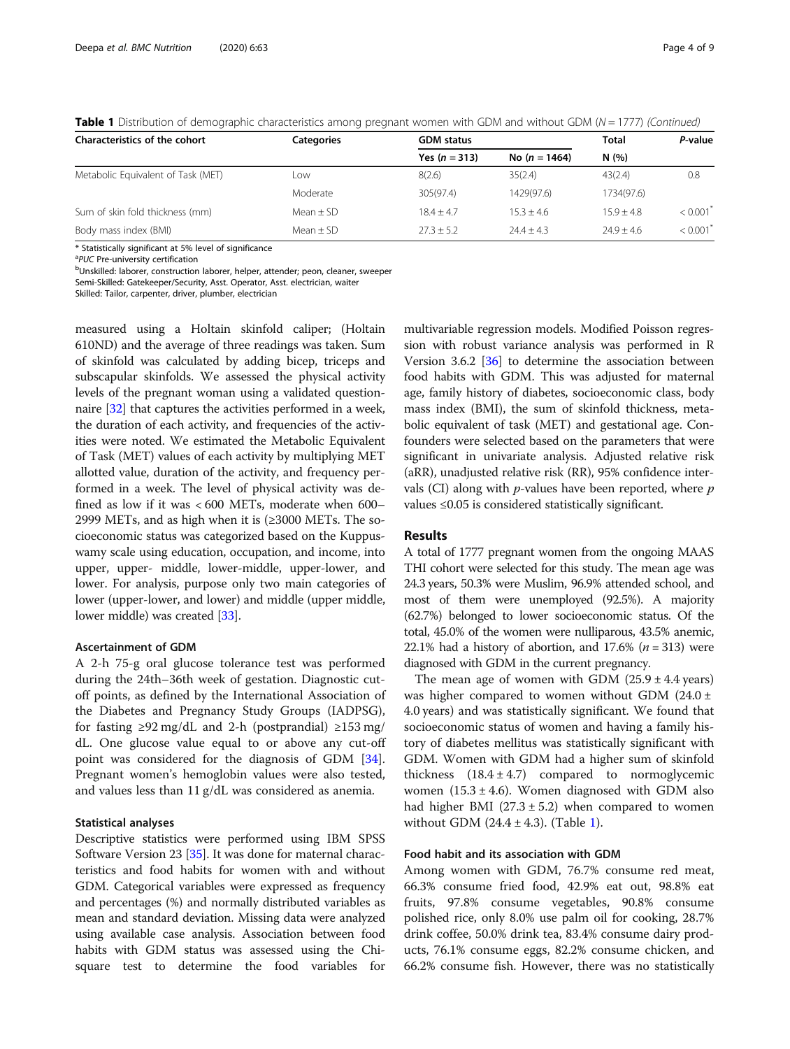**Table 1** Distribution of demographic characteristics among pregnant women with GDM and without GDM ($N = 1777$) *(Continued)*

| Characteristics of the cohort | Categories | GDM status | | Total | *P*-value |
|---|---|---|---|---|---|
| | | Yes ($n = 313$) | No ($n = 1464$) | N (%) | |
| Metabolic Equivalent of Task (MET) | Low | 8(2.6) | 35(2.4) | 43(2.4) | 0.8 |
| | Moderate | 305(97.4) | 1429(97.6) | 1734(97.6) | |
| Sum of skin fold thickness (mm) | Mean ± SD | 18.4 ± 4.7 | 15.3 ± 4.6 | 15.9 ± 4.8 | < 0.001* |
| Body mass index (BMI) | Mean ± SD | 27.3 ± 5.2 | 24.4 ± 4.3 | 24.9 ± 4.6 | < 0.001* |

\* Statistically significant at 5% level of significance

[a]*PUC* Pre-university certification

[b]Unskilled: laborer, construction laborer, helper, attender; peon, cleaner, sweeper

Semi-Skilled: Gatekeeper/Security, Asst. Operator, Asst. electrician, waiter

Skilled: Tailor, carpenter, driver, plumber, electrician

measured using a Holtain skinfold caliper; (Holtain 610ND) and the average of three readings was taken. Sum of skinfold was calculated by adding bicep, triceps and subscapular skinfolds. We assessed the physical activity levels of the pregnant woman using a validated questionnaire [32] that captures the activities performed in a week, the duration of each activity, and frequencies of the activities were noted. We estimated the Metabolic Equivalent of Task (MET) values of each activity by multiplying MET allotted value, duration of the activity, and frequency performed in a week. The level of physical activity was defined as low if it was < 600 METs, moderate when 600–2999 METs, and as high when it is (≥3000 METs. The socioeconomic status was categorized based on the Kuppuswamy scale using education, occupation, and income, into upper, upper- middle, lower-middle, upper-lower, and lower. For analysis, purpose only two main categories of lower (upper-lower, and lower) and middle (upper middle, lower middle) was created [33].

### Ascertainment of GDM

A 2-h 75-g oral glucose tolerance test was performed during the 24th–36th week of gestation. Diagnostic cut-off points, as defined by the International Association of the Diabetes and Pregnancy Study Groups (IADPSG), for fasting ≥92 mg/dL and 2-h (postprandial) ≥153 mg/dL. One glucose value equal to or above any cut-off point was considered for the diagnosis of GDM [34]. Pregnant women's hemoglobin values were also tested, and values less than 11 g/dL was considered as anemia.

### Statistical analyses

Descriptive statistics were performed using IBM SPSS Software Version 23 [35]. It was done for maternal characteristics and food habits for women with and without GDM. Categorical variables were expressed as frequency and percentages (%) and normally distributed variables as mean and standard deviation. Missing data were analyzed using available case analysis. Association between food habits with GDM status was assessed using the Chi-square test to determine the food variables for multivariable regression models. Modified Poisson regression with robust variance analysis was performed in R Version 3.6.2 [36] to determine the association between food habits with GDM. This was adjusted for maternal age, family history of diabetes, socioeconomic class, body mass index (BMI), the sum of skinfold thickness, metabolic equivalent of task (MET) and gestational age. Confounders were selected based on the parameters that were significant in univariate analysis. Adjusted relative risk (aRR), unadjusted relative risk (RR), 95% confidence intervals (CI) along with *p*-values have been reported, where *p* values ≤0.05 is considered statistically significant.

## Results

A total of 1777 pregnant women from the ongoing MAASTHI cohort were selected for this study. The mean age was 24.3 years, 50.3% were Muslim, 96.9% attended school, and most of them were unemployed (92.5%). A majority (62.7%) belonged to lower socioeconomic status. Of the total, 45.0% of the women were nulliparous, 43.5% anemic, 22.1% had a history of abortion, and 17.6% ($n = 313$) were diagnosed with GDM in the current pregnancy.

The mean age of women with GDM (25.9 ± 4.4 years) was higher compared to women without GDM (24.0 ± 4.0 years) and was statistically significant. We found that socioeconomic status of women and having a family history of diabetes mellitus was statistically significant with GDM. Women with GDM had a higher sum of skinfold thickness (18.4 ± 4.7) compared to normoglycemic women (15.3 ± 4.6). Women diagnosed with GDM also had higher BMI (27.3 ± 5.2) when compared to women without GDM (24.4 ± 4.3). (Table 1).

### Food habit and its association with GDM

Among women with GDM, 76.7% consume red meat, 66.3% consume fried food, 42.9% eat out, 98.8% eat fruits, 97.8% consume vegetables, 90.8% consume polished rice, only 8.0% use palm oil for cooking, 28.7% drink coffee, 50.0% drink tea, 83.4% consume dairy products, 76.1% consume eggs, 82.2% consume chicken, and 66.2% consume fish. However, there was no statistically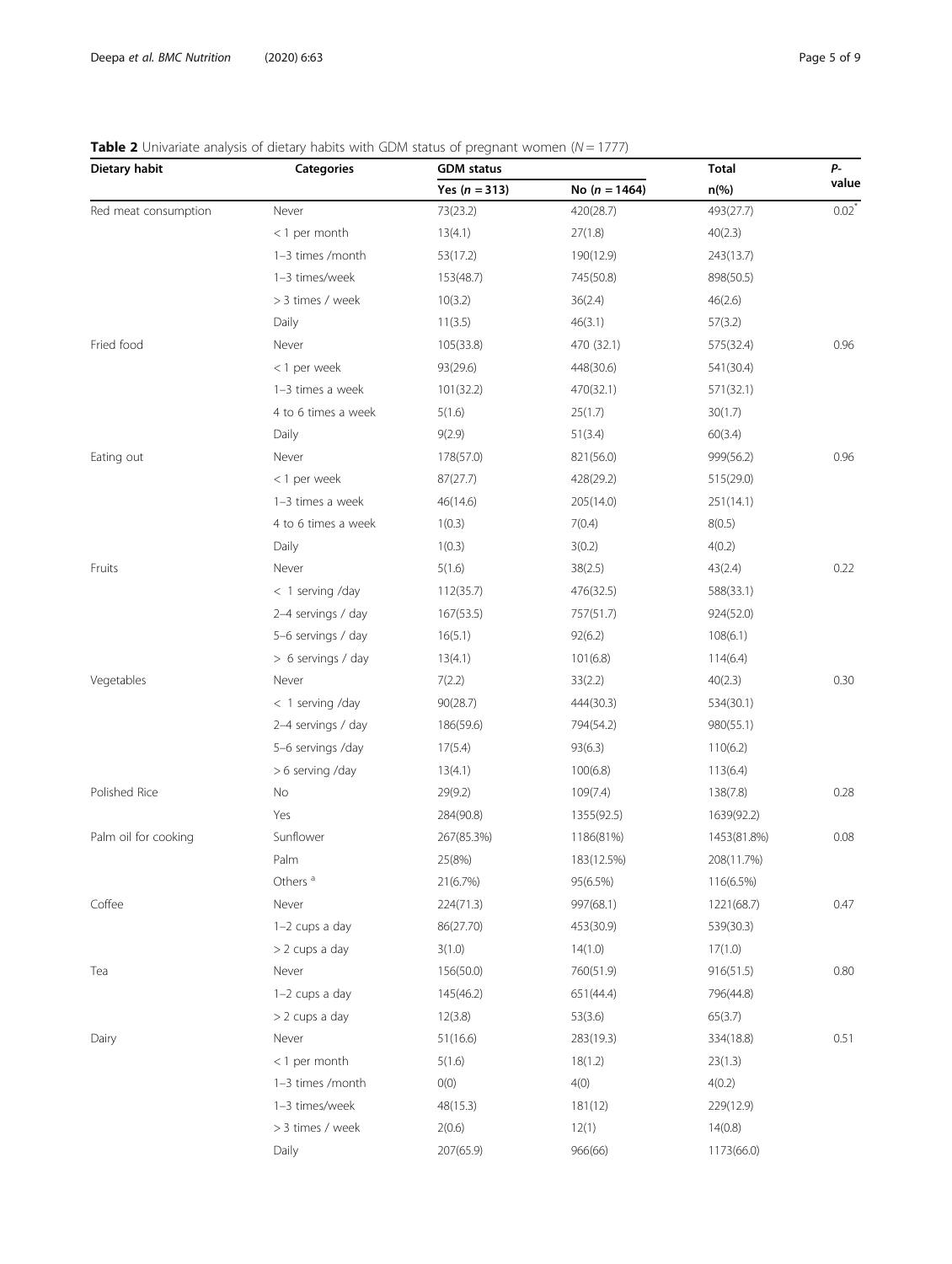**Table 2** Univariate analysis of dietary habits with GDM status of pregnant women ($N = 1777$)

| Dietary habit | Categories | GDM status | | Total | P-value |
|---|---|---|---|---|---|
| | | Yes ($n = 313$) | No ($n = 1464$) | n(%) | |
| Red meat consumption | Never | 73(23.2) | 420(28.7) | 493(27.7) | 0.02* |
| | < 1 per month | 13(4.1) | 27(1.8) | 40(2.3) | |
| | 1–3 times /month | 53(17.2) | 190(12.9) | 243(13.7) | |
| | 1–3 times/week | 153(48.7) | 745(50.8) | 898(50.5) | |
| | > 3 times / week | 10(3.2) | 36(2.4) | 46(2.6) | |
| | Daily | 11(3.5) | 46(3.1) | 57(3.2) | |
| Fried food | Never | 105(33.8) | 470 (32.1) | 575(32.4) | 0.96 |
| | < 1 per week | 93(29.6) | 448(30.6) | 541(30.4) | |
| | 1–3 times a week | 101(32.2) | 470(32.1) | 571(32.1) | |
| | 4 to 6 times a week | 5(1.6) | 25(1.7) | 30(1.7) | |
| | Daily | 9(2.9) | 51(3.4) | 60(3.4) | |
| Eating out | Never | 178(57.0) | 821(56.0) | 999(56.2) | 0.96 |
| | < 1 per week | 87(27.7) | 428(29.2) | 515(29.0) | |
| | 1–3 times a week | 46(14.6) | 205(14.0) | 251(14.1) | |
| | 4 to 6 times a week | 1(0.3) | 7(0.4) | 8(0.5) | |
| | Daily | 1(0.3) | 3(0.2) | 4(0.2) | |
| Fruits | Never | 5(1.6) | 38(2.5) | 43(2.4) | 0.22 |
| | < 1 serving /day | 112(35.7) | 476(32.5) | 588(33.1) | |
| | 2–4 servings / day | 167(53.5) | 757(51.7) | 924(52.0) | |
| | 5–6 servings / day | 16(5.1) | 92(6.2) | 108(6.1) | |
| | > 6 servings / day | 13(4.1) | 101(6.8) | 114(6.4) | |
| Vegetables | Never | 7(2.2) | 33(2.2) | 40(2.3) | 0.30 |
| | < 1 serving /day | 90(28.7) | 444(30.3) | 534(30.1) | |
| | 2–4 servings / day | 186(59.6) | 794(54.2) | 980(55.1) | |
| | 5–6 servings /day | 17(5.4) | 93(6.3) | 110(6.2) | |
| | > 6 serving /day | 13(4.1) | 100(6.8) | 113(6.4) | |
| Polished Rice | No | 29(9.2) | 109(7.4) | 138(7.8) | 0.28 |
| | Yes | 284(90.8) | 1355(92.5) | 1639(92.2) | |
| Palm oil for cooking | Sunflower | 267(85.3%) | 1186(81%) | 1453(81.8%) | 0.08 |
| | Palm | 25(8%) | 183(12.5%) | 208(11.7%) | |
| | Others [a] | 21(6.7%) | 95(6.5%) | 116(6.5%) | |
| Coffee | Never | 224(71.3) | 997(68.1) | 1221(68.7) | 0.47 |
| | 1–2 cups a day | 86(27.70) | 453(30.9) | 539(30.3) | |
| | > 2 cups a day | 3(1.0) | 14(1.0) | 17(1.0) | |
| Tea | Never | 156(50.0) | 760(51.9) | 916(51.5) | 0.80 |
| | 1–2 cups a day | 145(46.2) | 651(44.4) | 796(44.8) | |
| | > 2 cups a day | 12(3.8) | 53(3.6) | 65(3.7) | |
| Dairy | Never | 51(16.6) | 283(19.3) | 334(18.8) | 0.51 |
| | < 1 per month | 5(1.6) | 18(1.2) | 23(1.3) | |
| | 1–3 times /month | 0(0) | 4(0) | 4(0.2) | |
| | 1–3 times/week | 48(15.3) | 181(12) | 229(12.9) | |
| | > 3 times / week | 2(0.6) | 12(1) | 14(0.8) | |
| | Daily | 207(65.9) | 966(66) | 1173(66.0) | |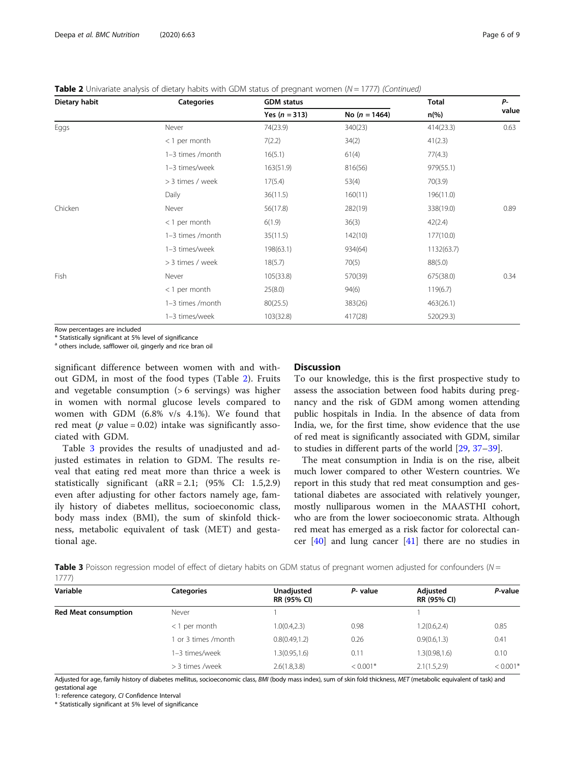**Table 2** Univariate analysis of dietary habits with GDM status of pregnant women ($N = 1777$) *(Continued)*

| Dietary habit | Categories | GDM status | | Total | P-value |
|---|---|---|---|---|---|
| | | Yes ($n = 313$) | No ($n = 1464$) | n(%) | |
| Eggs | Never | 74(23.9) | 340(23) | 414(23.3) | 0.63 |
| | < 1 per month | 7(2.2) | 34(2) | 41(2.3) | |
| | 1–3 times /month | 16(5.1) | 61(4) | 77(4.3) | |
| | 1–3 times/week | 163(51.9) | 816(56) | 979(55.1) | |
| | > 3 times / week | 17(5.4) | 53(4) | 70(3.9) | |
| | Daily | 36(11.5) | 160(11) | 196(11.0) | |
| Chicken | Never | 56(17.8) | 282(19) | 338(19.0) | 0.89 |
| | < 1 per month | 6(1.9) | 36(3) | 42(2.4) | |
| | 1–3 times /month | 35(11.5) | 142(10) | 177(10.0) | |
| | 1–3 times/week | 198(63.1) | 934(64) | 1132(63.7) | |
| | > 3 times / week | 18(5.7) | 70(5) | 88(5.0) | |
| Fish | Never | 105(33.8) | 570(39) | 675(38.0) | 0.34 |
| | < 1 per month | 25(8.0) | 94(6) | 119(6.7) | |
| | 1–3 times /month | 80(25.5) | 383(26) | 463(26.1) | |
| | 1–3 times/week | 103(32.8) | 417(28) | 520(29.3) | |

Row percentages are included

* Statistically significant at 5% level of significance

[a] others include, safflower oil, gingerly and rice bran oil

significant difference between women with and without GDM, in most of the food types (Table 2). Fruits and vegetable consumption (> 6 servings) was higher in women with normal glucose levels compared to women with GDM (6.8% v/s 4.1%). We found that red meat ($p$ value = 0.02) intake was significantly associated with GDM.

Table 3 provides the results of unadjusted and adjusted estimates in relation to GDM. The results reveal that eating red meat more than thrice a week is statistically significant (aRR = 2.1; (95% CI: 1.5,2.9) even after adjusting for other factors namely age, family history of diabetes mellitus, socioeconomic class, body mass index (BMI), the sum of skinfold thickness, metabolic equivalent of task (MET) and gestational age.

## Discussion

To our knowledge, this is the first prospective study to assess the association between food habits during pregnancy and the risk of GDM among women attending public hospitals in India. In the absence of data from India, we, for the first time, show evidence that the use of red meat is significantly associated with GDM, similar to studies in different parts of the world [29, 37–39].

The meat consumption in India is on the rise, albeit much lower compared to other Western countries. We report in this study that red meat consumption and gestational diabetes are associated with relatively younger, mostly nulliparous women in the MAASTHI cohort, who are from the lower socioeconomic strata. Although red meat has emerged as a risk factor for colorectal cancer [40] and lung cancer [41] there are no studies in

**Table 3** Poisson regression model of effect of dietary habits on GDM status of pregnant women adjusted for confounders ($N = 1777$)

| Variable | Categories | Unadjusted RR (95% CI) | P- value | Adjusted RR (95% CI) | P-value |
|---|---|---|---|---|---|
| **Red Meat consumption** | Never | 1 | | 1 | |
| | < 1 per month | 1.0(0.4,2.3) | 0.98 | 1.2(0.6,2.4) | 0.85 |
| | 1 or 3 times /month | 0.8(0.49,1.2) | 0.26 | 0.9(0.6,1.3) | 0.41 |
| | 1–3 times/week | 1.3(0.95,1.6) | 0.11 | 1.3(0.98,1.6) | 0.10 |
| | > 3 times /week | 2.6(1.8,3.8) | < 0.001* | 2.1(1.5,2.9) | < 0.001* |

Adjusted for age, family history of diabetes mellitus, socioeconomic class, *BMI* (body mass index), sum of skin fold thickness, *MET* (metabolic equivalent of task) and gestational age

1: reference category, *CI* Confidence Interval

* Statistically significant at 5% level of significance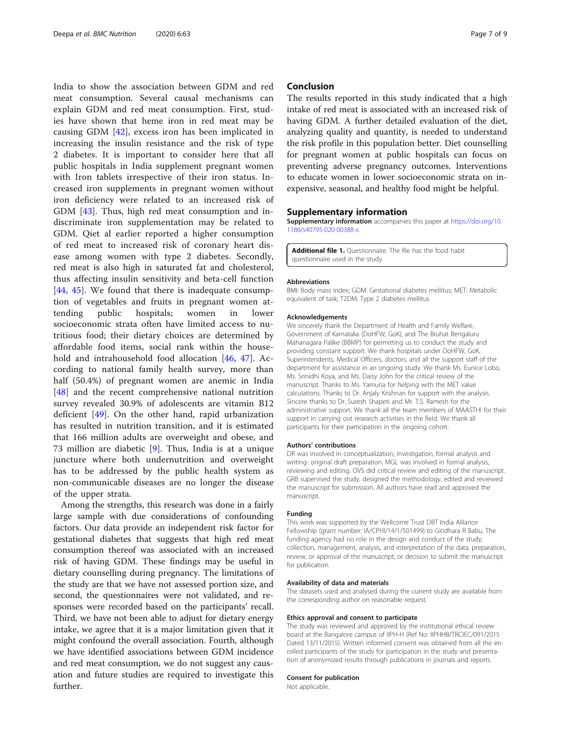India to show the association between GDM and red meat consumption. Several causal mechanisms can explain GDM and red meat consumption. First, studies have shown that heme iron in red meat may be causing GDM [42], excess iron has been implicated in increasing the insulin resistance and the risk of type 2 diabetes. It is important to consider here that all public hospitals in India supplement pregnant women with Iron tablets irrespective of their iron status. Increased iron supplements in pregnant women without iron deficiency were related to an increased risk of GDM [43]. Thus, high red meat consumption and indiscriminate iron supplementation may be related to GDM. Qiet al earlier reported a higher consumption of red meat to increased risk of coronary heart disease among women with type 2 diabetes. Secondly, red meat is also high in saturated fat and cholesterol, thus affecting insulin sensitivity and beta-cell function [44, 45]. We found that there is inadequate consumption of vegetables and fruits in pregnant women attending public hospitals; women in lower socioeconomic strata often have limited access to nutritious food; their dietary choices are determined by affordable food items, social rank within the household and intrahousehold food allocation [46, 47]. According to national family health survey, more than half (50.4%) of pregnant women are anemic in India [48] and the recent comprehensive national nutrition survey revealed 30.9% of adolescents are vitamin B12 deficient [49]. On the other hand, rapid urbanization has resulted in nutrition transition, and it is estimated that 166 million adults are overweight and obese, and 73 million are diabetic [9]. Thus, India is at a unique juncture where both undernutrition and overweight has to be addressed by the public health system as non-communicable diseases are no longer the disease of the upper strata.

Among the strengths, this research was done in a fairly large sample with due considerations of confounding factors. Our data provide an independent risk factor for gestational diabetes that suggests that high red meat consumption thereof was associated with an increased risk of having GDM. These findings may be useful in dietary counselling during pregnancy. The limitations of the study are that we have not assessed portion size, and second, the questionnaires were not validated, and responses were recorded based on the participants' recall. Third, we have not been able to adjust for dietary energy intake, we agree that it is a major limitation given that it might confound the overall association. Fourth, although we have identified associations between GDM incidence and red meat consumption, we do not suggest any causation and future studies are required to investigate this further.

## Conclusion

The results reported in this study indicated that a high intake of red meat is associated with an increased risk of having GDM. A further detailed evaluation of the diet, analyzing quality and quantity, is needed to understand the risk profile in this population better. Diet counselling for pregnant women at public hospitals can focus on preventing adverse pregnancy outcomes. Interventions to educate women in lower socioeconomic strata on inexpensive, seasonal, and healthy food might be helpful.

## Supplementary information

**Supplementary information** accompanies this paper at https://doi.org/10.1186/s40795-020-00388-x.

**Additional file 1.** Questionnaire. The file has the food habit questionnaire used in the study.

### Abbreviations

BMI: Body mass index; GDM: Gestational diabetes mellitus; MET: Metabolic equivalent of task; T2DM: Type 2 diabetes mellitus

### Acknowledgements

We sincerely thank the Department of Health and Family Welfare, Government of Karnataka (DoHFW, GoK), and The Bruhat Bengaluru Mahanagara Palike (BBMP) for permitting us to conduct the study and providing constant support. We thank hospitals under DoHFW, GoK, Superintendents, Medical Officers, doctors, and all the support staff of the department for assistance in an ongoing study. We thank Ms. Eunice Lobo, Ms. Srinidhi Koya, and Ms. Daisy John for the critical review of the manuscript. Thanks to Ms. Yamuna for helping with the MET value calculations. Thanks to Dr. Anjaly Krishnan for support with the analysis. Sincere thanks to Dr. Suresh Shapeti and Mr. T.S. Ramesh for the administrative support. We thank all the team members of MAASTHI for their support in carrying out research activities in the field. We thank all participants for their participation in the ongoing cohort.

### Authors' contributions

DR was involved in conceptualization, investigation, formal analysis and writing- original draft preparation. MGL was involved in formal analysis, reviewing and editing. OVS did critical review and editing of the manuscript. GRB supervised the study, designed the methodology, edited and reviewed the manuscript for submission. All authors have read and approved the manuscript.

### Funding

This work was supported by the Wellcome Trust DBT India Alliance Fellowship (grant number: IA/CPHI/14/1/501499) to Giridhara R Babu. The funding agency had no role in the design and conduct of the study; collection, management, analysis, and interpretation of the data; preparation, review, or approval of the manuscript; or decision to submit the manuscript for publication.

### Availability of data and materials

The datasets used and analysed during the current study are available from the corresponding author on reasonable request.

### Ethics approval and consent to participate

The study was reviewed and approved by the institutional ethical review board at the Bangalore campus of IIPH-H (Ref No: IIPHHB/TRCIEC/091/2015 Dated 13/11/2015). Written informed consent was obtained from all the enrolled participants of the study for participation in the study and presentation of anonymized results through publications in journals and reports.

### Consent for publication

Not applicable.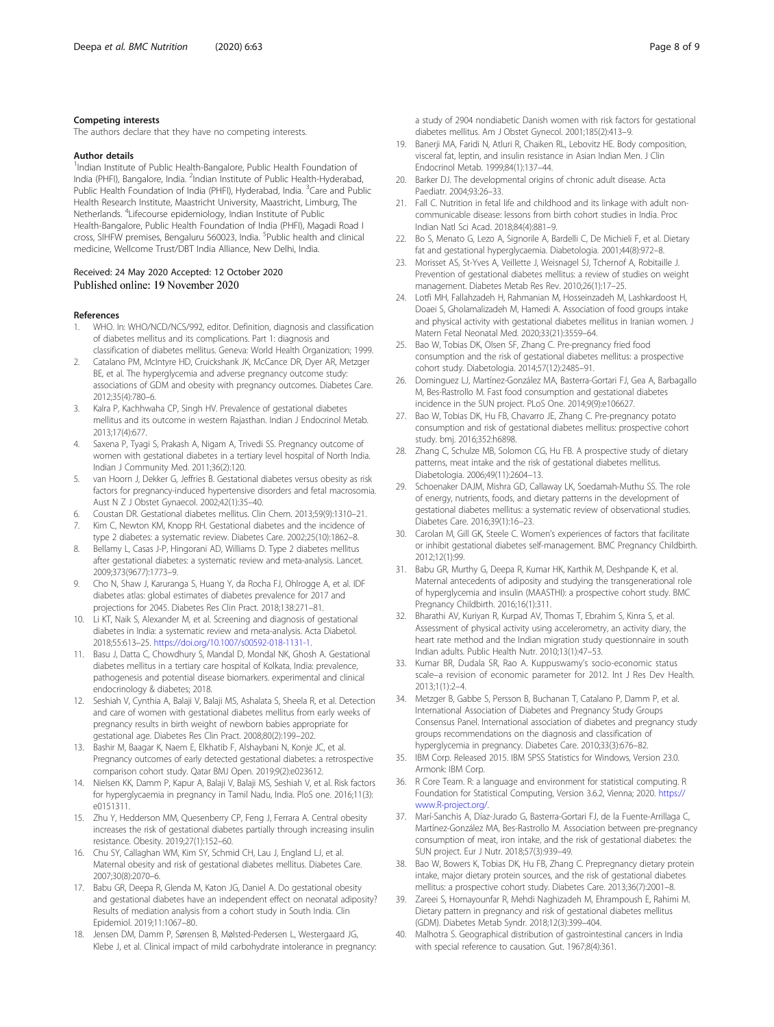### Competing interests

The authors declare that they have no competing interests.

### Author details

[1]Indian Institute of Public Health-Bangalore, Public Health Foundation of India (PHFI), Bangalore, India. [2]Indian Institute of Public Health-Hyderabad, Public Health Foundation of India (PHFI), Hyderabad, India. [3]Care and Public Health Research Institute, Maastricht University, Maastricht, Limburg, The Netherlands. [4]Lifecourse epidemiology, Indian Institute of Public Health-Bangalore, Public Health Foundation of India (PHFI), Magadi Road I cross, SIHFW premises, Bengaluru 560023, India. [5]Public health and clinical medicine, Wellcome Trust/DBT India Alliance, New Delhi, India.

Received: 24 May 2020 Accepted: 12 October 2020
Published online: 19 November 2020

### References

1. WHO. In: WHO/NCD/NCS/992, editor. Definition, diagnosis and classification of diabetes mellitus and its complications. Part 1: diagnosis and classification of diabetes mellitus. Geneva: World Health Organization; 1999.
2. Catalano PM, McIntyre HD, Cruickshank JK, McCance DR, Dyer AR, Metzger BE, et al. The hyperglycemia and adverse pregnancy outcome study: associations of GDM and obesity with pregnancy outcomes. Diabetes Care. 2012;35(4):780–6.
3. Kalra P, Kachhwaha CP, Singh HV. Prevalence of gestational diabetes mellitus and its outcome in western Rajasthan. Indian J Endocrinol Metab. 2013;17(4):677.
4. Saxena P, Tyagi S, Prakash A, Nigam A, Trivedi SS. Pregnancy outcome of women with gestational diabetes in a tertiary level hospital of North India. Indian J Community Med. 2011;36(2):120.
5. van Hoorn J, Dekker G, Jeffries B. Gestational diabetes versus obesity as risk factors for pregnancy-induced hypertensive disorders and fetal macrosomia. Aust N Z J Obstet Gynaecol. 2002;42(1):35–40.
6. Coustan DR. Gestational diabetes mellitus. Clin Chem. 2013;59(9):1310–21.
7. Kim C, Newton KM, Knopp RH. Gestational diabetes and the incidence of type 2 diabetes: a systematic review. Diabetes Care. 2002;25(10):1862–8.
8. Bellamy L, Casas J-P, Hingorani AD, Williams D. Type 2 diabetes mellitus after gestational diabetes: a systematic review and meta-analysis. Lancet. 2009;373(9677):1773–9.
9. Cho N, Shaw J, Karuranga S, Huang Y, da Rocha FJ, Ohlrogge A, et al. IDF diabetes atlas: global estimates of diabetes prevalence for 2017 and projections for 2045. Diabetes Res Clin Pract. 2018;138:271–81.
10. Li KT, Naik S, Alexander M, et al. Screening and diagnosis of gestational diabetes in India: a systematic review and meta-analysis. Acta Diabetol. 2018;55:613–25. https://doi.org/10.1007/s00592-018-1131-1.
11. Basu J, Datta C, Chowdhury S, Mandal D, Mondal NK, Ghosh A. Gestational diabetes mellitus in a tertiary care hospital of Kolkata, India: prevalence, pathogenesis and potential disease biomarkers. experimental and clinical endocrinology & diabetes; 2018.
12. Seshiah V, Cynthia A, Balaji V, Balaji MS, Ashalata S, Sheela R, et al. Detection and care of women with gestational diabetes mellitus from early weeks of pregnancy results in birth weight of newborn babies appropriate for gestational age. Diabetes Res Clin Pract. 2008;80(2):199–202.
13. Bashir M, Baagar K, Naem E, Elkhatib F, Alshaybani N, Konje JC, et al. Pregnancy outcomes of early detected gestational diabetes: a retrospective comparison cohort study. Qatar BMJ Open. 2019;9(2):e023612.
14. Nielsen KK, Damm P, Kapur A, Balaji V, Balaji MS, Seshiah V, et al. Risk factors for hyperglycaemia in pregnancy in Tamil Nadu, India. PloS one. 2016;11(3): e0151311.
15. Zhu Y, Hedderson MM, Quesenberry CP, Feng J, Ferrara A. Central obesity increases the risk of gestational diabetes partially through increasing insulin resistance. Obesity. 2019;27(1):152–60.
16. Chu SY, Callaghan WM, Kim SY, Schmid CH, Lau J, England LJ, et al. Maternal obesity and risk of gestational diabetes mellitus. Diabetes Care. 2007;30(8):2070–6.
17. Babu GR, Deepa R, Glenda M, Katon JG, Daniel A. Do gestational obesity and gestational diabetes have an independent effect on neonatal adiposity? Results of mediation analysis from a cohort study in South India. Clin Epidemiol. 2019;11:1067–80.
18. Jensen DM, Damm P, Sørensen B, Mølsted-Pedersen L, Westergaard JG, Klebe J, et al. Clinical impact of mild carbohydrate intolerance in pregnancy: a study of 2904 nondiabetic Danish women with risk factors for gestational diabetes mellitus. Am J Obstet Gynecol. 2001;185(2):413–9.
19. Banerji MA, Faridi N, Atluri R, Chaiken RL, Lebovitz HE. Body composition, visceral fat, leptin, and insulin resistance in Asian Indian Men. J Clin Endocrinol Metab. 1999;84(1):137–44.
20. Barker DJ. The developmental origins of chronic adult disease. Acta Paediatr. 2004;93:26–33.
21. Fall C. Nutrition in fetal life and childhood and its linkage with adult non-communicable disease: lessons from birth cohort studies in India. Proc Indian Natl Sci Acad. 2018;84(4):881–9.
22. Bo S, Menato G, Lezo A, Signorile A, Bardelli C, De Michieli F, et al. Dietary fat and gestational hyperglycaemia. Diabetologia. 2001;44(8):972–8.
23. Morisset AS, St-Yves A, Veillette J, Weisnagel SJ, Tchernof A, Robitaille J. Prevention of gestational diabetes mellitus: a review of studies on weight management. Diabetes Metab Res Rev. 2010;26(1):17–25.
24. Lotfi MH, Fallahzadeh H, Rahmanian M, Hosseinzadeh M, Lashkardoost H, Doaei S, Gholamalizadeh M, Hamedi A. Association of food groups intake and physical activity with gestational diabetes mellitus in Iranian women. J Matern Fetal Neonatal Med. 2020;33(21):3559–64.
25. Bao W, Tobias DK, Olsen SF, Zhang C. Pre-pregnancy fried food consumption and the risk of gestational diabetes mellitus: a prospective cohort study. Diabetologia. 2014;57(12):2485–91.
26. Dominguez LJ, Martínez-González MA, Basterra-Gortari FJ, Gea A, Barbagallo M, Bes-Rastrollo M. Fast food consumption and gestational diabetes incidence in the SUN project. PLoS One. 2014;9(9):e106627.
27. Bao W, Tobias DK, Hu FB, Chavarro JE, Zhang C. Pre-pregnancy potato consumption and risk of gestational diabetes mellitus: prospective cohort study. bmj. 2016;352:h6898.
28. Zhang C, Schulze MB, Solomon CG, Hu FB. A prospective study of dietary patterns, meat intake and the risk of gestational diabetes mellitus. Diabetologia. 2006;49(11):2604–13.
29. Schoenaker DAJM, Mishra GD, Callaway LK, Soedamah-Muthu SS. The role of energy, nutrients, foods, and dietary patterns in the development of gestational diabetes mellitus: a systematic review of observational studies. Diabetes Care. 2016;39(1):16–23.
30. Carolan M, Gill GK, Steele C. Women's experiences of factors that facilitate or inhibit gestational diabetes self-management. BMC Pregnancy Childbirth. 2012;12(1):99.
31. Babu GR, Murthy G, Deepa R, Kumar HK, Karthik M, Deshpande K, et al. Maternal antecedents of adiposity and studying the transgenerational role of hyperglycemia and insulin (MAASTHI): a prospective cohort study. BMC Pregnancy Childbirth. 2016;16(1):311.
32. Bharathi AV, Kuriyan R, Kurpad AV, Thomas T, Ebrahim S, Kinra S, et al. Assessment of physical activity using accelerometry, an activity diary, the heart rate method and the Indian migration study questionnaire in south Indian adults. Public Health Nutr. 2010;13(1):47–53.
33. Kumar BR, Dudala SR, Rao A. Kuppuswamy's socio-economic status scale–a revision of economic parameter for 2012. Int J Res Dev Health. 2013;1(1):2–4.
34. Metzger B, Gabbe S, Persson B, Buchanan T, Catalano P, Damm P, et al. International Association of Diabetes and Pregnancy Study Groups Consensus Panel. International association of diabetes and pregnancy study groups recommendations on the diagnosis and classification of hyperglycemia in pregnancy. Diabetes Care. 2010;33(3):676–82.
35. IBM Corp. Released 2015. IBM SPSS Statistics for Windows, Version 23.0. Armonk: IBM Corp.
36. R Core Team. R: a language and environment for statistical computing. R Foundation for Statistical Computing, Version 3.6.2, Vienna; 2020. https://www.R-project.org/.
37. Marí-Sanchis A, Díaz-Jurado G, Basterra-Gortari FJ, de la Fuente-Arrillaga C, Martínez-González MA, Bes-Rastrollo M. Association between pre-pregnancy consumption of meat, iron intake, and the risk of gestational diabetes: the SUN project. Eur J Nutr. 2018;57(3):939–49.
38. Bao W, Bowers K, Tobias DK, Hu FB, Zhang C. Prepregnancy dietary protein intake, major dietary protein sources, and the risk of gestational diabetes mellitus: a prospective cohort study. Diabetes Care. 2013;36(7):2001–8.
39. Zareei S, Homayounfar R, Mehdi Naghizadeh M, Ehrampoush E, Rahimi M. Dietary pattern in pregnancy and risk of gestational diabetes mellitus (GDM). Diabetes Metab Syndr. 2018;12(3):399–404.
40. Malhotra S. Geographical distribution of gastrointestinal cancers in India with special reference to causation. Gut. 1967;8(4):361.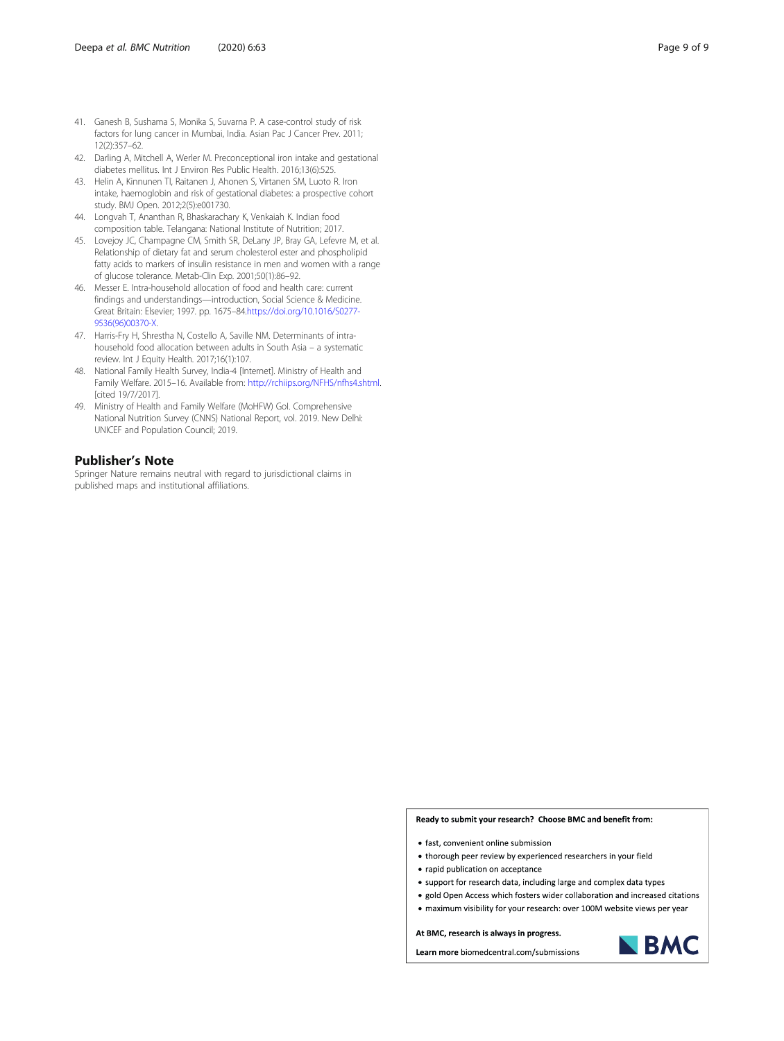41. Ganesh B, Sushama S, Monika S, Suvarna P. A case-control study of risk factors for lung cancer in Mumbai, India. Asian Pac J Cancer Prev. 2011; 12(2):357–62.
42. Darling A, Mitchell A, Werler M. Preconceptional iron intake and gestational diabetes mellitus. Int J Environ Res Public Health. 2016;13(6):525.
43. Helin A, Kinnunen TI, Raitanen J, Ahonen S, Virtanen SM, Luoto R. Iron intake, haemoglobin and risk of gestational diabetes: a prospective cohort study. BMJ Open. 2012;2(5):e001730.
44. Longvah T, Ananthan R, Bhaskarachary K, Venkaiah K. Indian food composition table. Telangana: National Institute of Nutrition; 2017.
45. Lovejoy JC, Champagne CM, Smith SR, DeLany JP, Bray GA, Lefevre M, et al. Relationship of dietary fat and serum cholesterol ester and phospholipid fatty acids to markers of insulin resistance in men and women with a range of glucose tolerance. Metab-Clin Exp. 2001;50(1):86–92.
46. Messer E. Intra-household allocation of food and health care: current findings and understandings—introduction, Social Science & Medicine. Great Britain: Elsevier; 1997. pp. 1675–84.https://doi.org/10.1016/S0277-9536(96)00370-X.
47. Harris-Fry H, Shrestha N, Costello A, Saville NM. Determinants of intra-household food allocation between adults in South Asia – a systematic review. Int J Equity Health. 2017;16(1):107.
48. National Family Health Survey, India-4 [Internet]. Ministry of Health and Family Welfare. 2015–16. Available from: http://rchiips.org/NFHS/nfhs4.shtml. [cited 19/7/2017].
49. Ministry of Health and Family Welfare (MoHFW) GoI. Comprehensive National Nutrition Survey (CNNS) National Report, vol. 2019. New Delhi: UNICEF and Population Council; 2019.

## Publisher's Note

Springer Nature remains neutral with regard to jurisdictional claims in published maps and institutional affiliations.

**Ready to submit your research? Choose BMC and benefit from:**

- fast, convenient online submission
- thorough peer review by experienced researchers in your field
- rapid publication on acceptance
- support for research data, including large and complex data types
- gold Open Access which fosters wider collaboration and increased citations
- maximum visibility for your research: over 100M website views per year

**At BMC, research is always in progress.**

**Learn more** biomedcentral.com/submissions

BMC